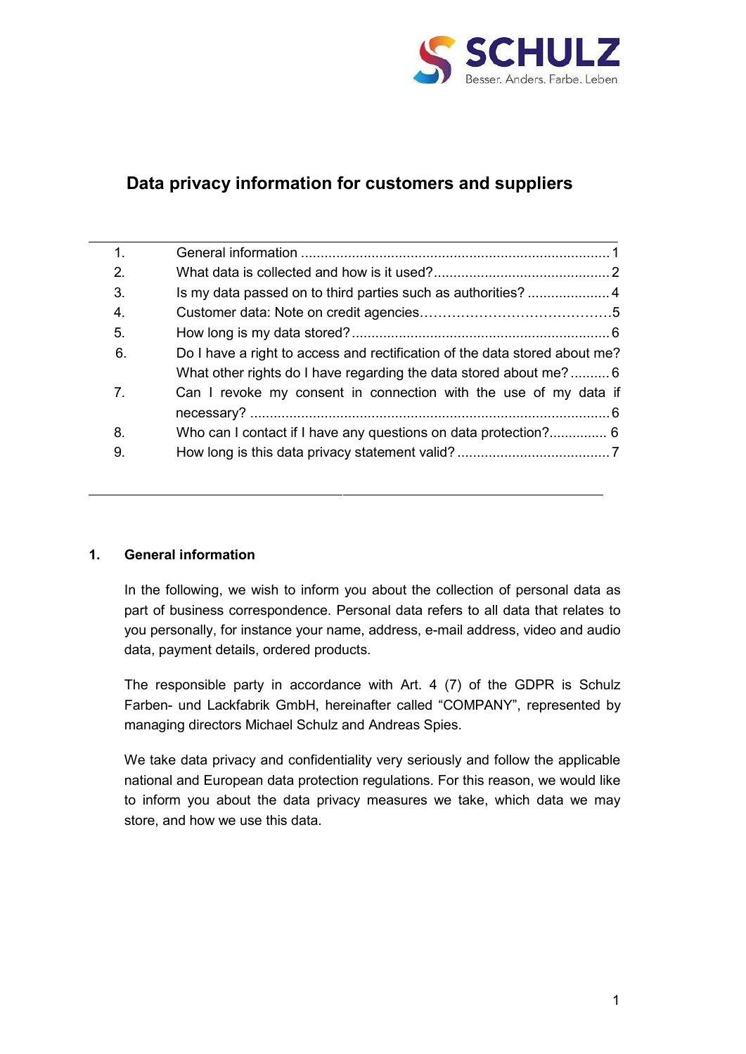SCHULZ
Besser. Anders. Farbe. Leben

# Data privacy information for customers and suppliers

| | | |
|---|---|---|
| 1. | General information | 1 |
| 2. | What data is collected and how is it used? | 2 |
| 3. | Is my data passed on to third parties such as authorities? | 4 |
| 4. | Customer data: Note on credit agencies | 5 |
| 5. | How long is my data stored? | 6 |
| 6. | Do I have a right to access and rectification of the data stored about me? What other rights do I have regarding the data stored about me? | 6 |
| 7. | Can I revoke my consent in connection with the use of my data if necessary? | 6 |
| 8. | Who can I contact if I have any questions on data protection? | 6 |
| 9. | How long is this data privacy statement valid? | 7 |

## 1. General information

In the following, we wish to inform you about the collection of personal data as part of business correspondence. Personal data refers to all data that relates to you personally, for instance your name, address, e-mail address, video and audio data, payment details, ordered products.

The responsible party in accordance with Art. 4 (7) of the GDPR is Schulz Farben- und Lackfabrik GmbH, hereinafter called "COMPANY", represented by managing directors Michael Schulz and Andreas Spies.

We take data privacy and confidentiality very seriously and follow the applicable national and European data protection regulations. For this reason, we would like to inform you about the data privacy measures we take, which data we may store, and how we use this data.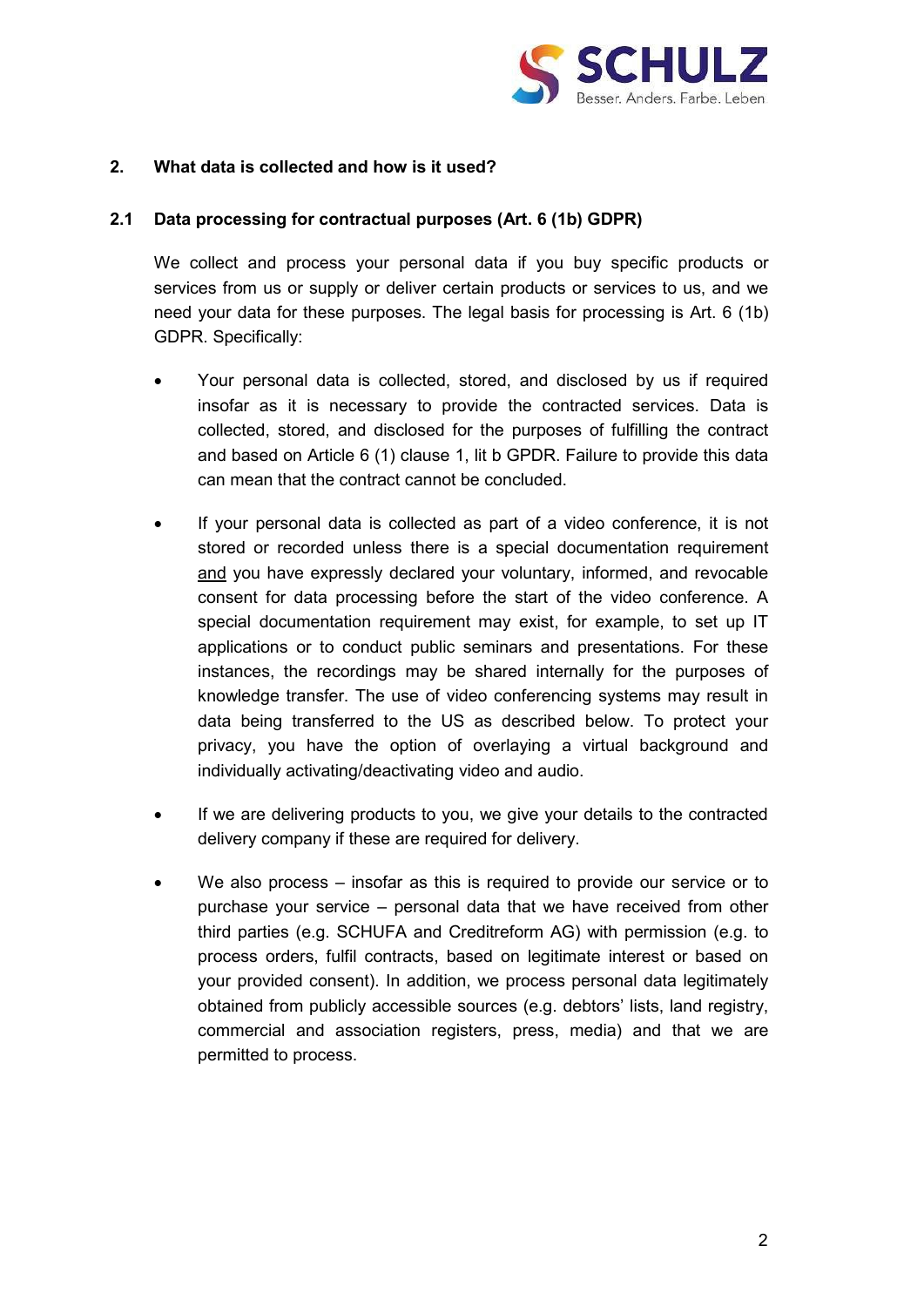## 2. What data is collected and how is it used?

### 2.1 Data processing for contractual purposes (Art. 6 (1b) GDPR)

We collect and process your personal data if you buy specific products or services from us or supply or deliver certain products or services to us, and we need your data for these purposes. The legal basis for processing is Art. 6 (1b) GDPR. Specifically:

- Your personal data is collected, stored, and disclosed by us if required insofar as it is necessary to provide the contracted services. Data is collected, stored, and disclosed for the purposes of fulfilling the contract and based on Article 6 (1) clause 1, lit b GPDR. Failure to provide this data can mean that the contract cannot be concluded.

- If your personal data is collected as part of a video conference, it is not stored or recorded unless there is a special documentation requirement <u>and</u> you have expressly declared your voluntary, informed, and revocable consent for data processing before the start of the video conference. A special documentation requirement may exist, for example, to set up IT applications or to conduct public seminars and presentations. For these instances, the recordings may be shared internally for the purposes of knowledge transfer. The use of video conferencing systems may result in data being transferred to the US as described below. To protect your privacy, you have the option of overlaying a virtual background and individually activating/deactivating video and audio.

- If we are delivering products to you, we give your details to the contracted delivery company if these are required for delivery.

- We also process – insofar as this is required to provide our service or to purchase your service – personal data that we have received from other third parties (e.g. SCHUFA and Creditreform AG) with permission (e.g. to process orders, fulfil contracts, based on legitimate interest or based on your provided consent). In addition, we process personal data legitimately obtained from publicly accessible sources (e.g. debtors' lists, land registry, commercial and association registers, press, media) and that we are permitted to process.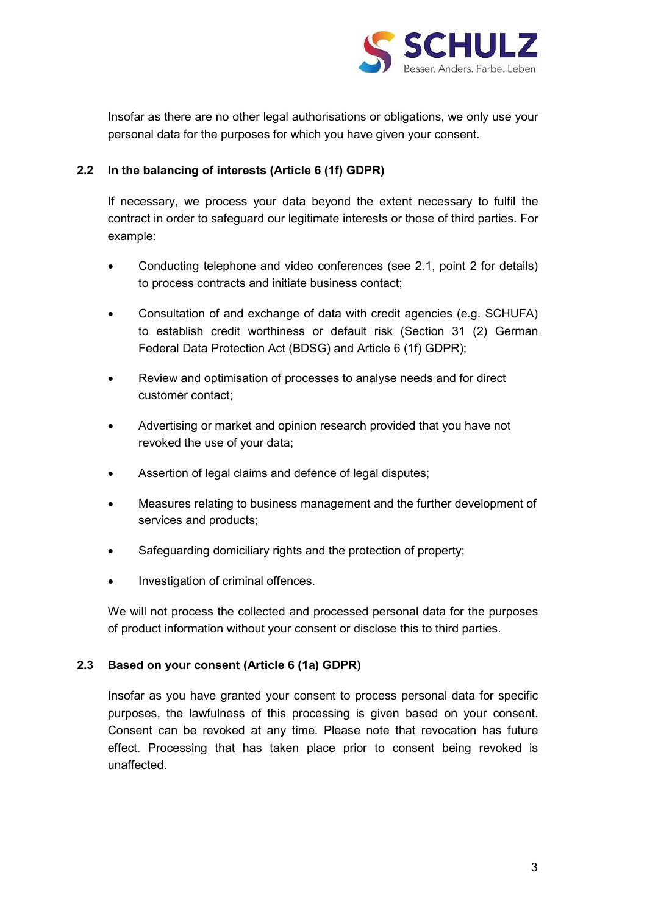Insofar as there are no other legal authorisations or obligations, we only use your personal data for the purposes for which you have given your consent.

### 2.2 In the balancing of interests (Article 6 (1f) GDPR)

If necessary, we process your data beyond the extent necessary to fulfil the contract in order to safeguard our legitimate interests or those of third parties. For example:

- Conducting telephone and video conferences (see 2.1, point 2 for details) to process contracts and initiate business contact;
- Consultation of and exchange of data with credit agencies (e.g. SCHUFA) to establish credit worthiness or default risk (Section 31 (2) German Federal Data Protection Act (BDSG) and Article 6 (1f) GDPR);
- Review and optimisation of processes to analyse needs and for direct customer contact;
- Advertising or market and opinion research provided that you have not revoked the use of your data;
- Assertion of legal claims and defence of legal disputes;
- Measures relating to business management and the further development of services and products;
- Safeguarding domiciliary rights and the protection of property;
- Investigation of criminal offences.

We will not process the collected and processed personal data for the purposes of product information without your consent or disclose this to third parties.

### 2.3 Based on your consent (Article 6 (1a) GDPR)

Insofar as you have granted your consent to process personal data for specific purposes, the lawfulness of this processing is given based on your consent. Consent can be revoked at any time. Please note that revocation has future effect. Processing that has taken place prior to consent being revoked is unaffected.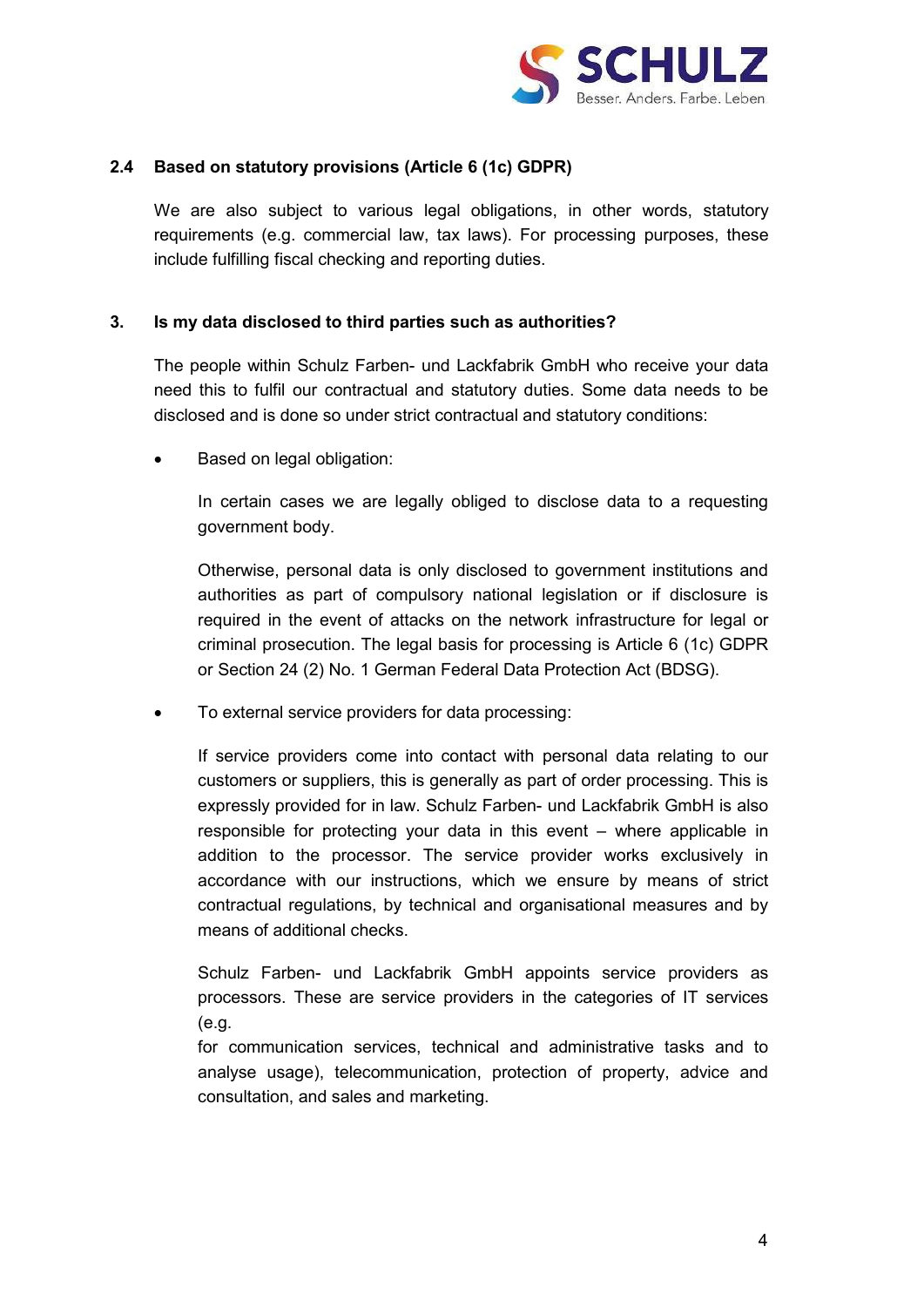### 2.4 Based on statutory provisions (Article 6 (1c) GDPR)

We are also subject to various legal obligations, in other words, statutory requirements (e.g. commercial law, tax laws). For processing purposes, these include fulfilling fiscal checking and reporting duties.

## 3. Is my data disclosed to third parties such as authorities?

The people within Schulz Farben- und Lackfabrik GmbH who receive your data need this to fulfil our contractual and statutory duties. Some data needs to be disclosed and is done so under strict contractual and statutory conditions:

- Based on legal obligation:

  In certain cases we are legally obliged to disclose data to a requesting government body.

  Otherwise, personal data is only disclosed to government institutions and authorities as part of compulsory national legislation or if disclosure is required in the event of attacks on the network infrastructure for legal or criminal prosecution. The legal basis for processing is Article 6 (1c) GDPR or Section 24 (2) No. 1 German Federal Data Protection Act (BDSG).

- To external service providers for data processing:

  If service providers come into contact with personal data relating to our customers or suppliers, this is generally as part of order processing. This is expressly provided for in law. Schulz Farben- und Lackfabrik GmbH is also responsible for protecting your data in this event – where applicable in addition to the processor. The service provider works exclusively in accordance with our instructions, which we ensure by means of strict contractual regulations, by technical and organisational measures and by means of additional checks.

  Schulz Farben- und Lackfabrik GmbH appoints service providers as processors. These are service providers in the categories of IT services (e.g.
  for communication services, technical and administrative tasks and to analyse usage), telecommunication, protection of property, advice and consultation, and sales and marketing.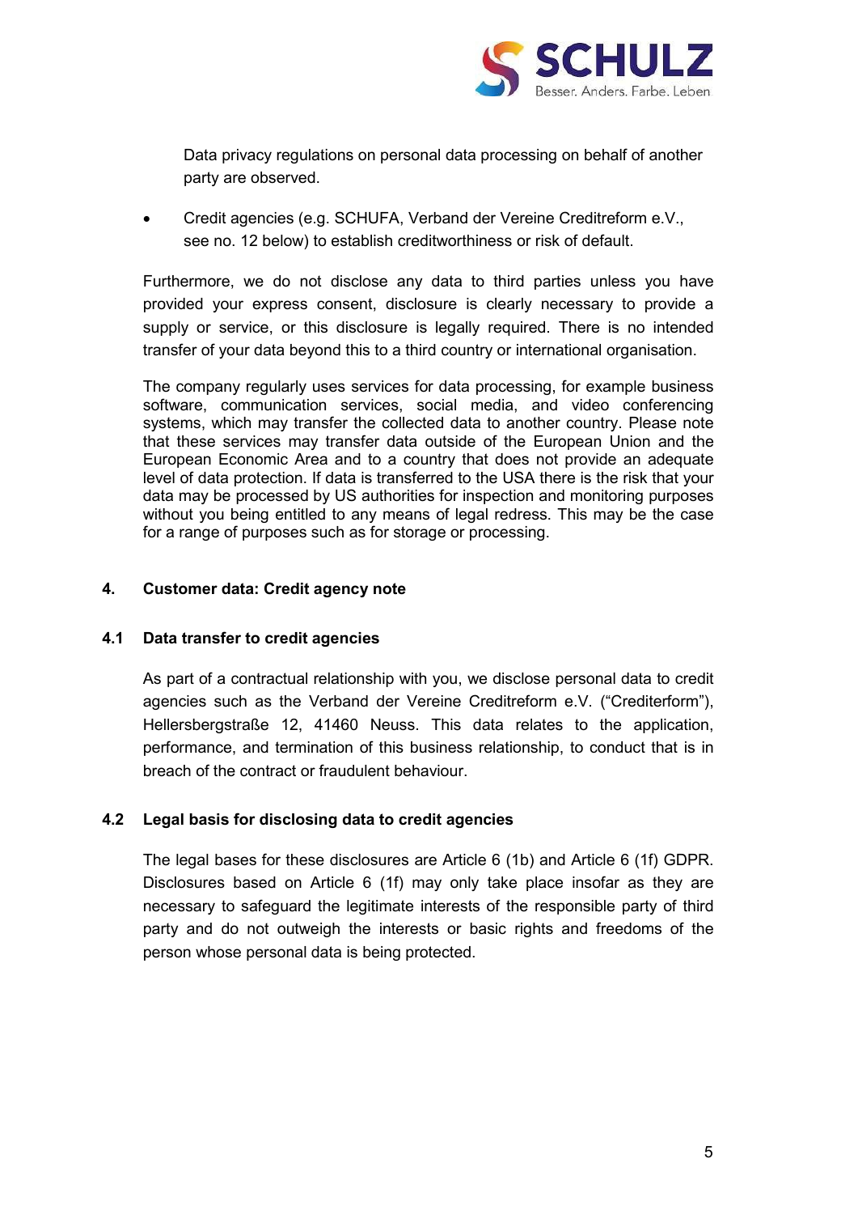Data privacy regulations on personal data processing on behalf of another party are observed.

- Credit agencies (e.g. SCHUFA, Verband der Vereine Creditreform e.V., see no. 12 below) to establish creditworthiness or risk of default.

Furthermore, we do not disclose any data to third parties unless you have provided your express consent, disclosure is clearly necessary to provide a supply or service, or this disclosure is legally required. There is no intended transfer of your data beyond this to a third country or international organisation.

The company regularly uses services for data processing, for example business software, communication services, social media, and video conferencing systems, which may transfer the collected data to another country. Please note that these services may transfer data outside of the European Union and the European Economic Area and to a country that does not provide an adequate level of data protection. If data is transferred to the USA there is the risk that your data may be processed by US authorities for inspection and monitoring purposes without you being entitled to any means of legal redress. This may be the case for a range of purposes such as for storage or processing.

## 4. Customer data: Credit agency note

### 4.1 Data transfer to credit agencies

As part of a contractual relationship with you, we disclose personal data to credit agencies such as the Verband der Vereine Creditreform e.V. ("Crediterform"), Hellersbergstraße 12, 41460 Neuss. This data relates to the application, performance, and termination of this business relationship, to conduct that is in breach of the contract or fraudulent behaviour.

### 4.2 Legal basis for disclosing data to credit agencies

The legal bases for these disclosures are Article 6 (1b) and Article 6 (1f) GDPR. Disclosures based on Article 6 (1f) may only take place insofar as they are necessary to safeguard the legitimate interests of the responsible party of third party and do not outweigh the interests or basic rights and freedoms of the person whose personal data is being protected.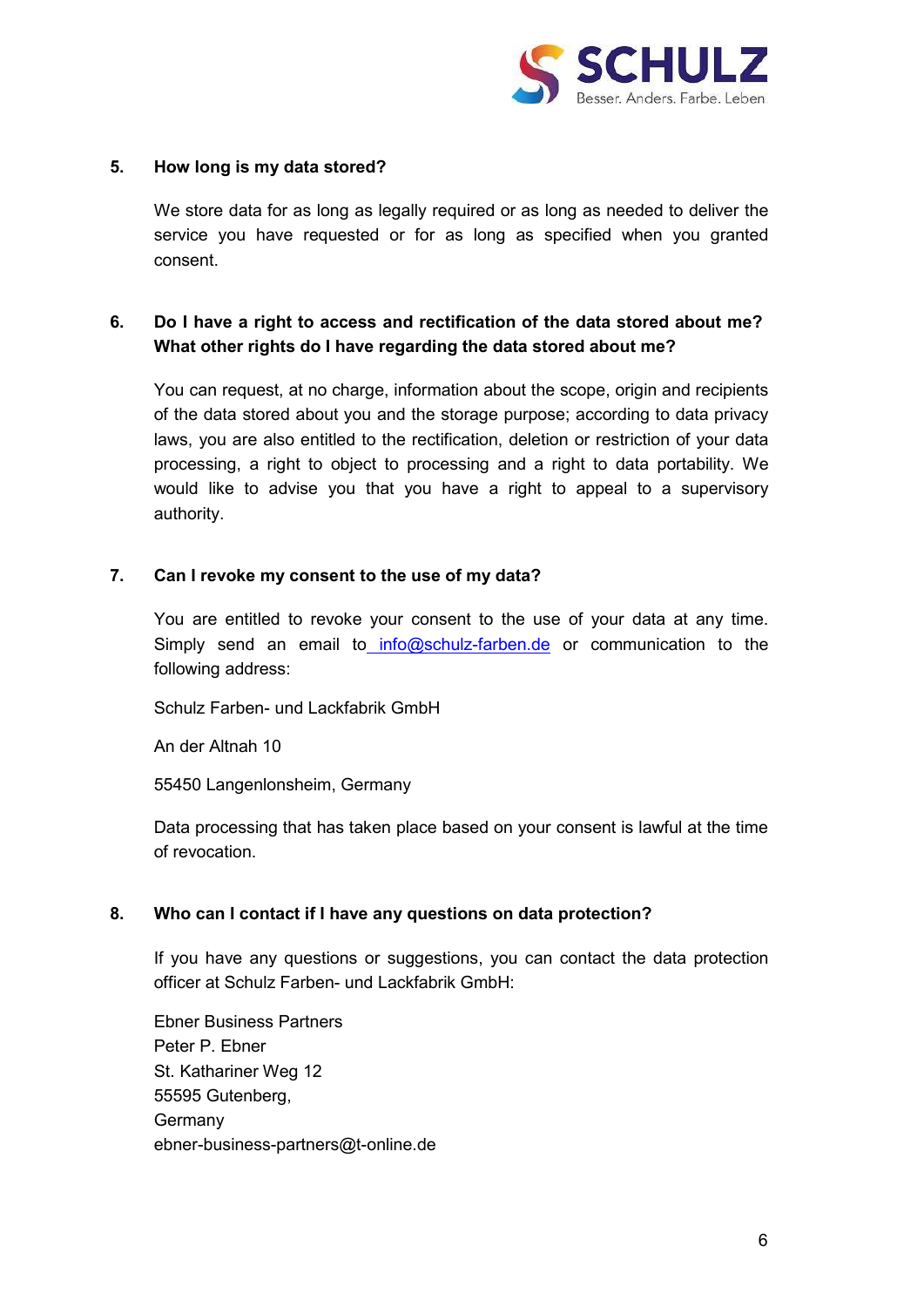## 5. How long is my data stored?

We store data for as long as legally required or as long as needed to deliver the service you have requested or for as long as specified when you granted consent.

## 6. Do I have a right to access and rectification of the data stored about me? What other rights do I have regarding the data stored about me?

You can request, at no charge, information about the scope, origin and recipients of the data stored about you and the storage purpose; according to data privacy laws, you are also entitled to the rectification, deletion or restriction of your data processing, a right to object to processing and a right to data portability. We would like to advise you that you have a right to appeal to a supervisory authority.

## 7. Can I revoke my consent to the use of my data?

You are entitled to revoke your consent to the use of your data at any time. Simply send an email to info@schulz-farben.de or communication to the following address:

Schulz Farben- und Lackfabrik GmbH

An der Altnah 10

55450 Langenlonsheim, Germany

Data processing that has taken place based on your consent is lawful at the time of revocation.

## 8. Who can I contact if I have any questions on data protection?

If you have any questions or suggestions, you can contact the data protection officer at Schulz Farben- und Lackfabrik GmbH:

Ebner Business Partners
Peter P. Ebner
St. Kathariner Weg 12
55595 Gutenberg,
Germany
ebner-business-partners@t-online.de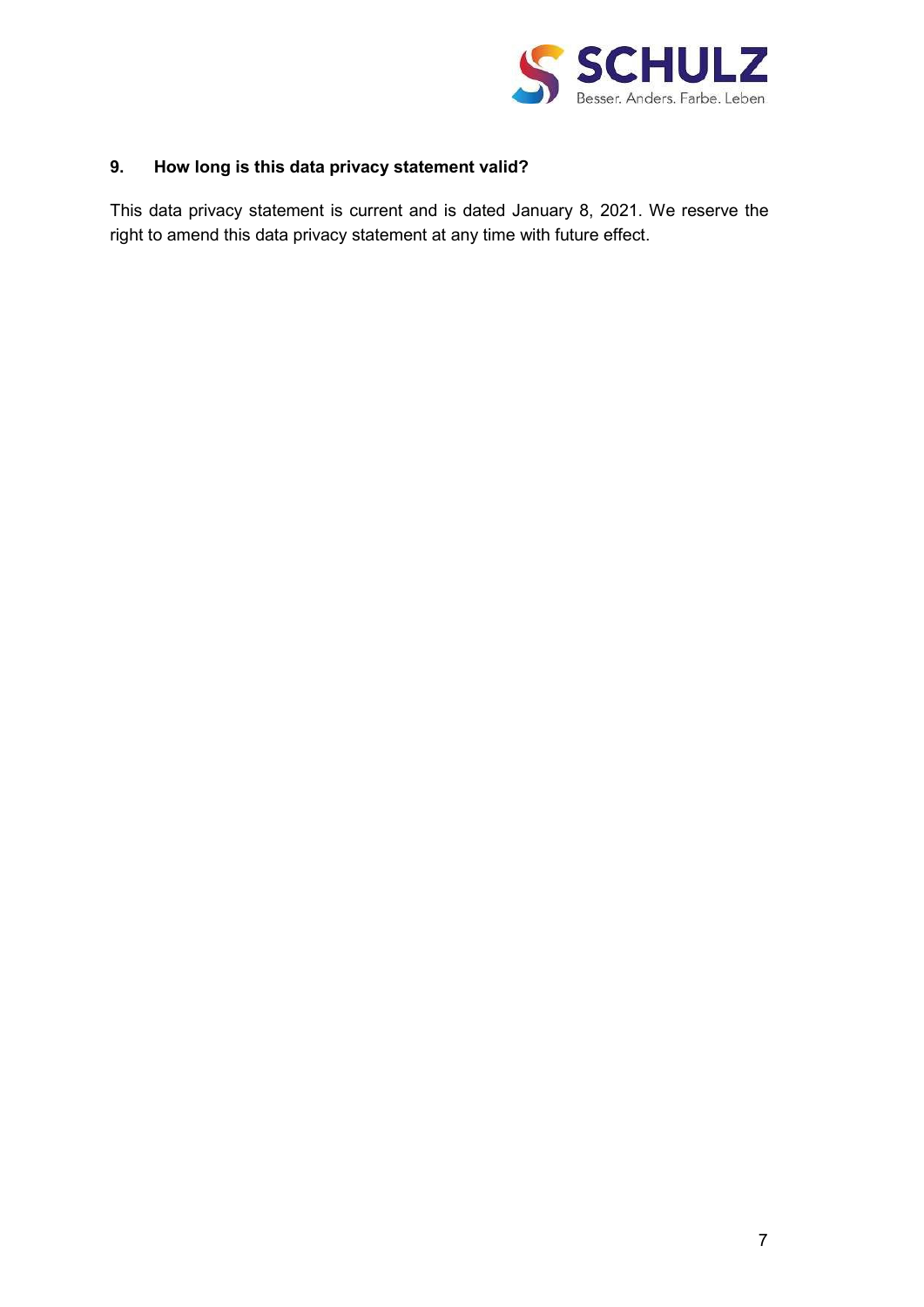## 9. How long is this data privacy statement valid?

This data privacy statement is current and is dated January 8, 2021. We reserve the right to amend this data privacy statement at any time with future effect.